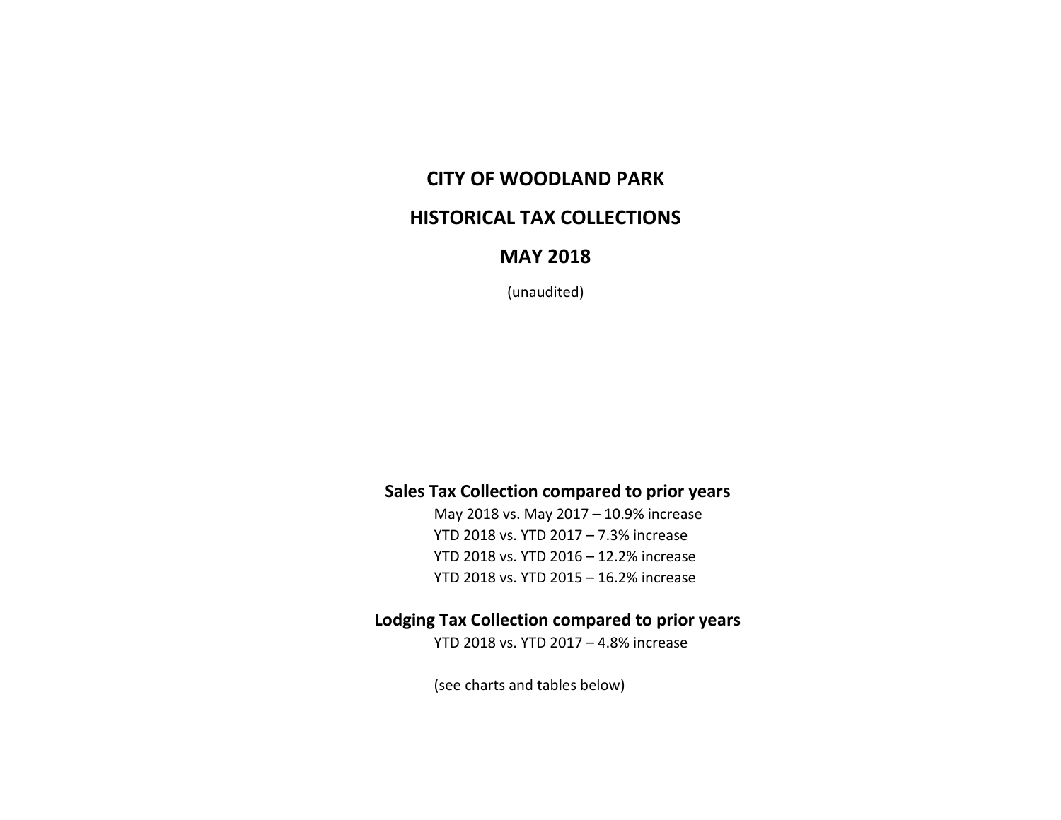# CITY OF WOODLAND PARK

## HISTORICAL TAX COLLECTIONS

## MAY 2018

(unaudited)

### Sales Tax Collection compared to prior years

May 2018 vs. May 2017 – 10.9% increase
YTD 2018 vs. YTD 2017 – 7.3% increase
YTD 2018 vs. YTD 2016 – 12.2% increase
YTD 2018 vs. YTD 2015 – 16.2% increase

### Lodging Tax Collection compared to prior years

YTD 2018 vs. YTD 2017 – 4.8% increase

(see charts and tables below)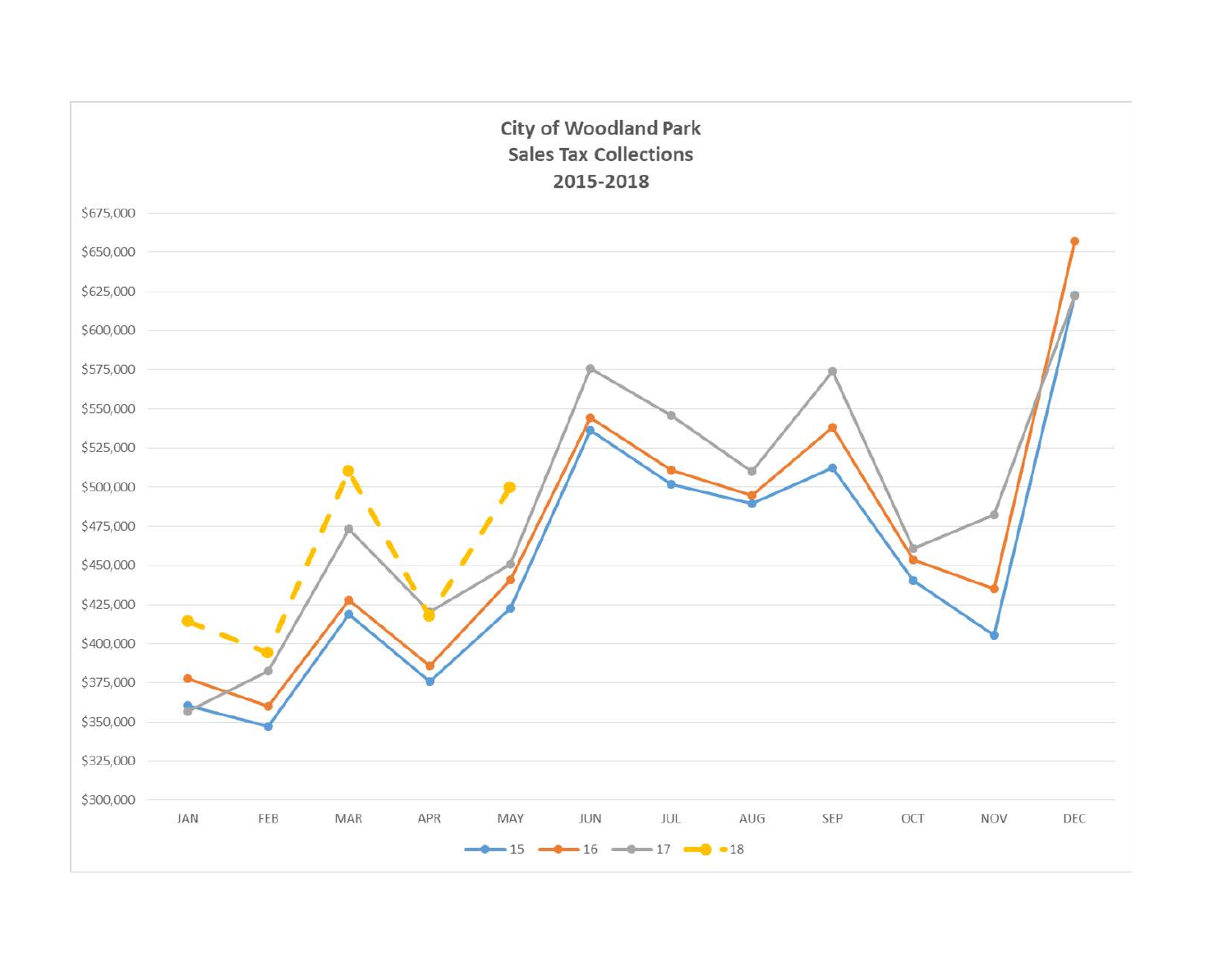## City of Woodland Park
## Sales Tax Collections
## 2015-2018

$675,000
$650,000
$625,000
$600,000
$575,000
$550,000
$525,000
$500,000
$475,000
$450,000
$425,000
$400,000
$375,000
$350,000
$325,000
$300,000

JAN FEB MAR APR MAY JUN JUL AUG SEP OCT NOV DEC

15 16 17 18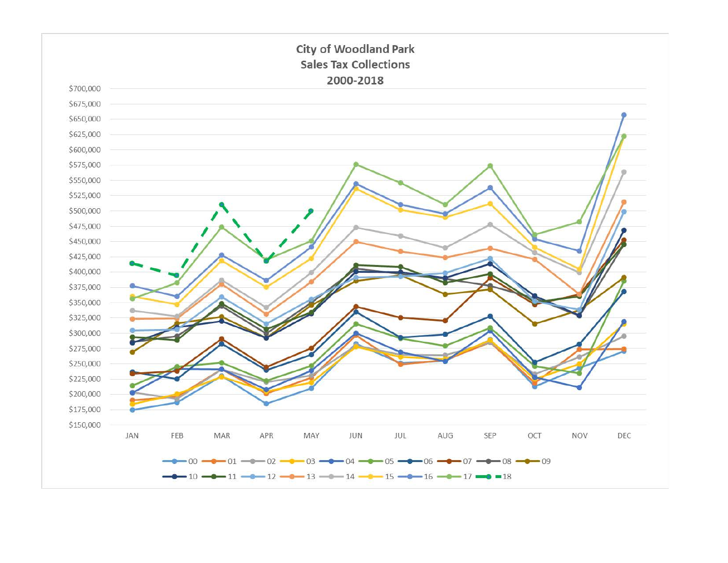**City of Woodland Park**
**Sales Tax Collections**
**2000-2018**

$700,000
$675,000
$650,000
$625,000
$600,000
$575,000
$550,000
$525,000
$500,000
$475,000
$450,000
$425,000
$400,000
$375,000
$350,000
$325,000
$300,000
$275,000
$250,000
$225,000
$200,000
$175,000
$150,000

JAN FEB MAR APR MAY JUN JUL AUG SEP OCT NOV DEC

00 01 02 03 04 05 06 07 08 09
10 11 12 13 14 15 16 17 18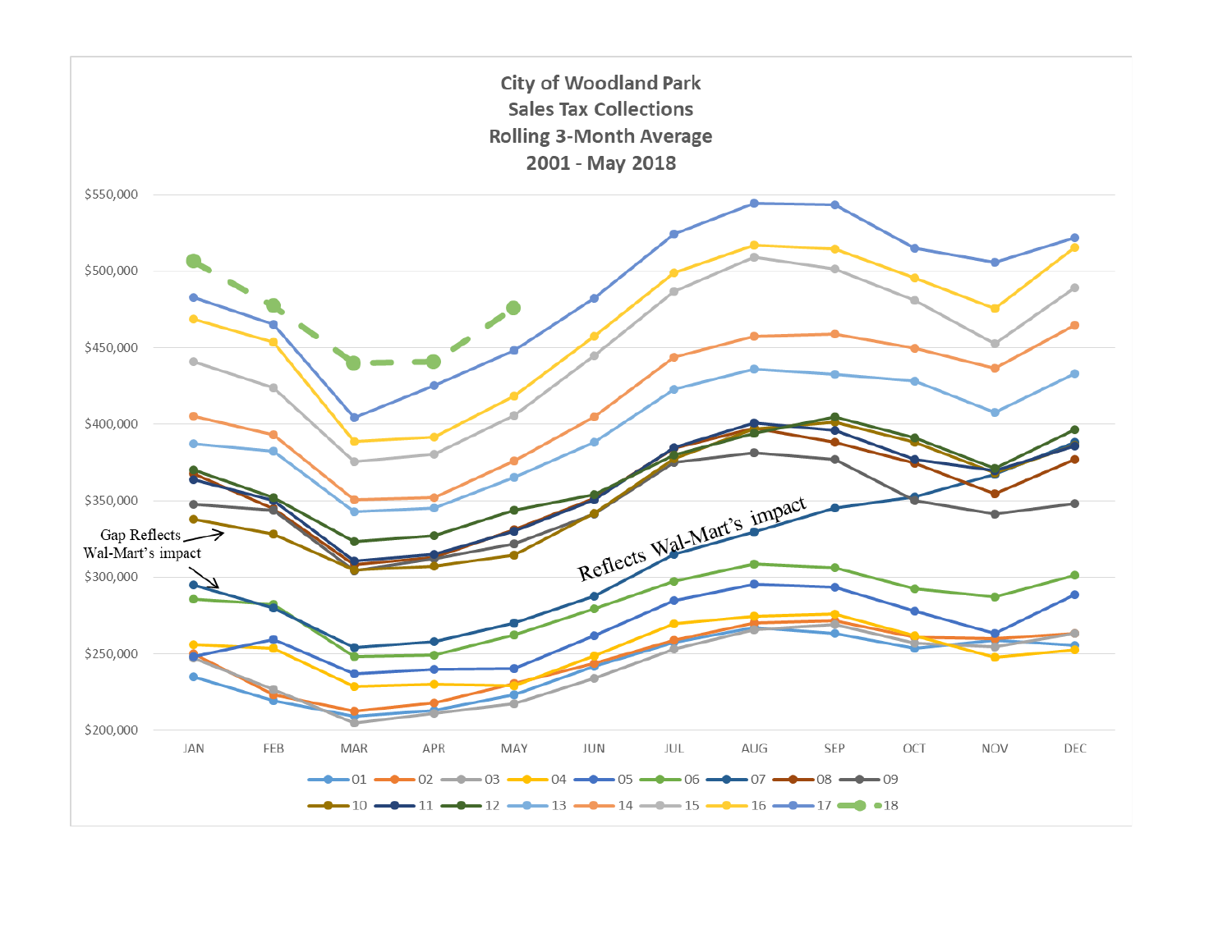## City of Woodland Park
## Sales Tax Collections
## Rolling 3-Month Average
## 2001 - May 2018

$550,000
$500,000
$450,000
$400,000
$350,000
$300,000
$250,000
$200,000

JAN FEB MAR APR MAY JUN JUL AUG SEP OCT NOV DEC

Gap Reflects Wal-Mart's impact

Reflects Wal-Mart's impact

01 02 03 04 05 06 07 08 09
10 11 12 13 14 15 16 17 18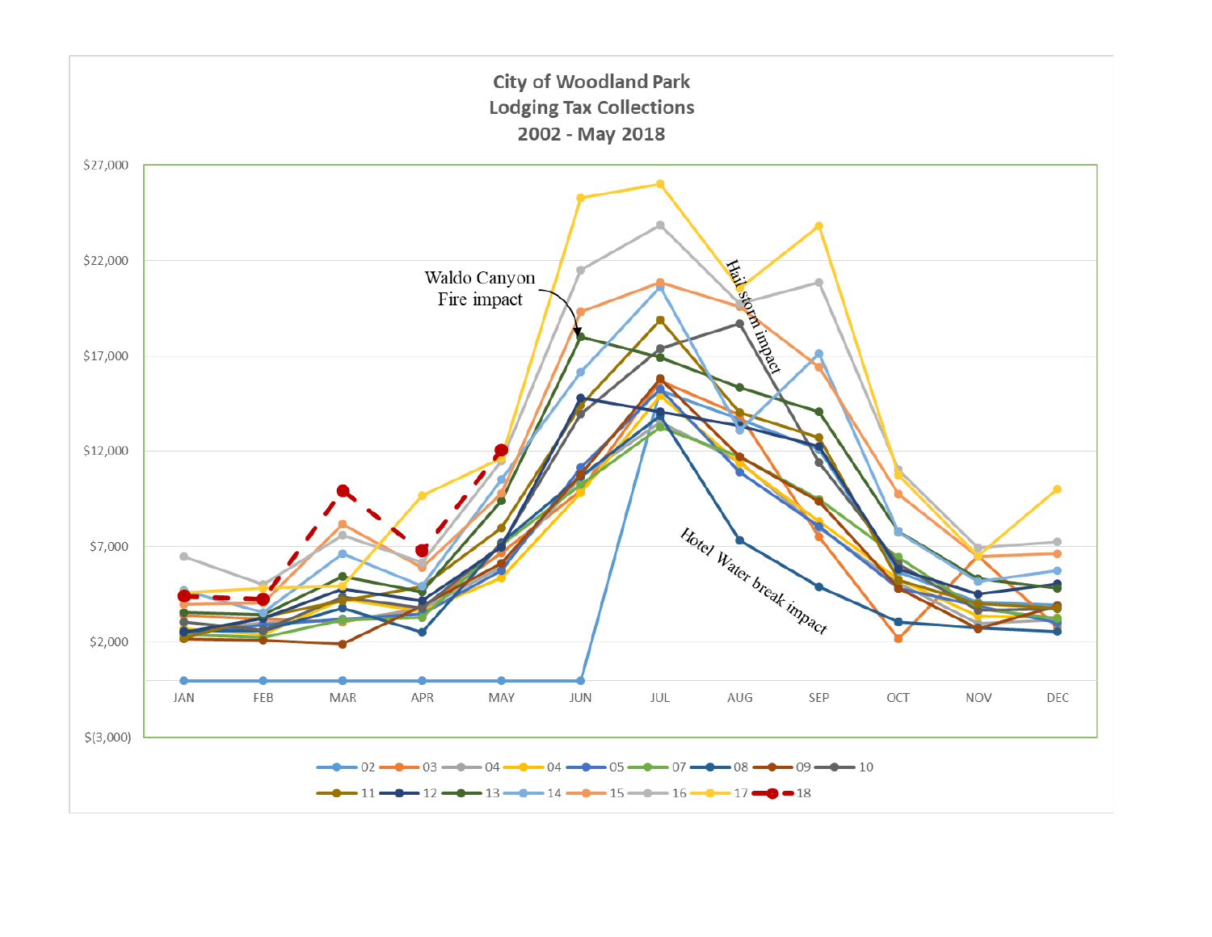# City of Woodland Park
## Lodging Tax Collections
### 2002 - May 2018

$27,000

$22,000

$17,000

$12,000

$7,000

$2,000

$(3,000)

JAN FEB MAR APR MAY JUN JUL AUG SEP OCT NOV DEC

Waldo Canyon Fire impact

Hail storm impact

Hotel Water break impact

Legend: 02, 03, 04, 04, 05, 07, 08, 09, 10, 11, 12, 13, 14, 15, 16, 17, 18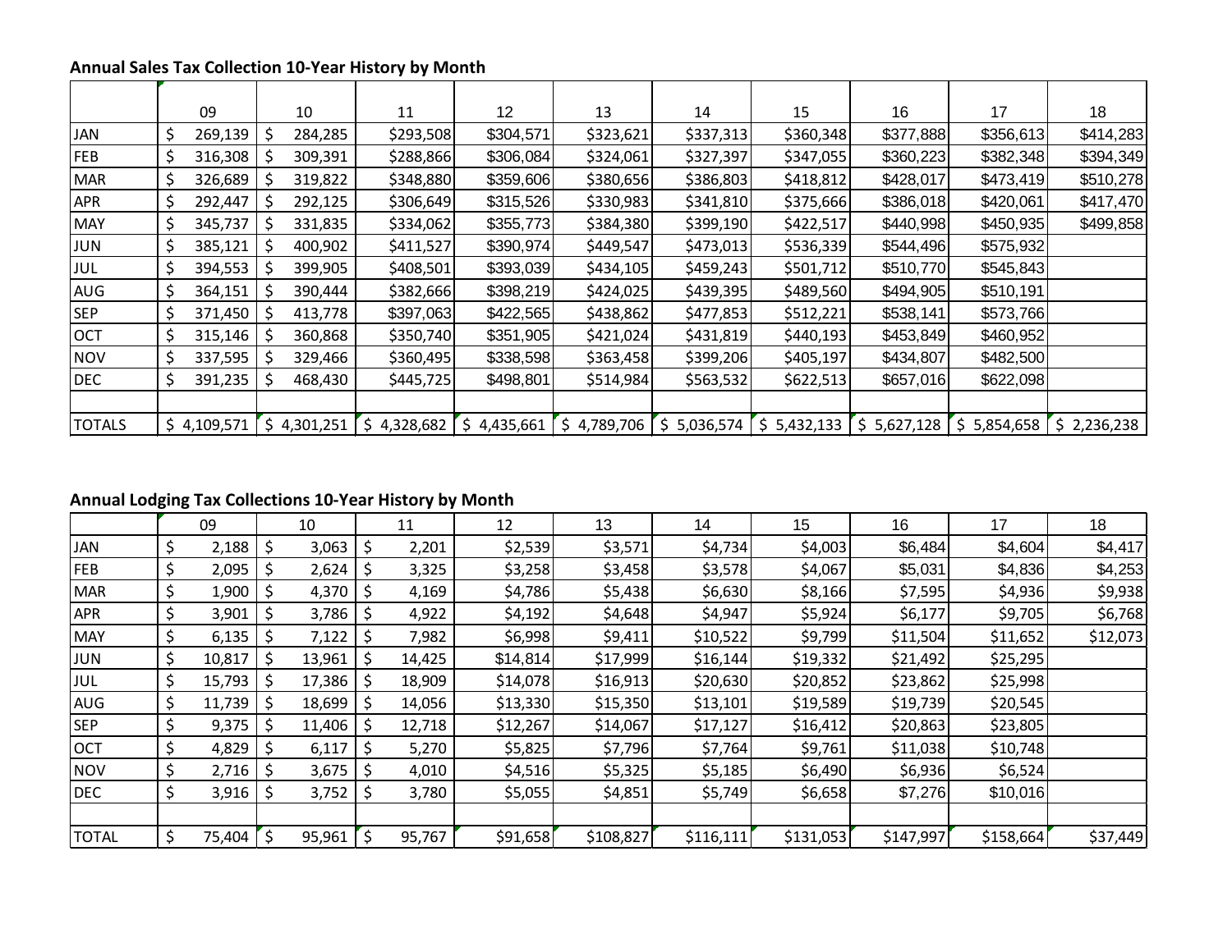**Annual Sales Tax Collection 10-Year History by Month**

| | 09 | 10 | 11 | 12 | 13 | 14 | 15 | 16 | 17 | 18 |
|---|---|---|---|---|---|---|---|---|---|---|
| JAN | $ 269,139 | $ 284,285 | $293,508 | $304,571 | $323,621 | $337,313 | $360,348 | $377,888 | $356,613 | $414,283 |
| FEB | $ 316,308 | $ 309,391 | $288,866 | $306,084 | $324,061 | $327,397 | $347,055 | $360,223 | $382,348 | $394,349 |
| MAR | $ 326,689 | $ 319,822 | $348,880 | $359,606 | $380,656 | $386,803 | $418,812 | $428,017 | $473,419 | $510,278 |
| APR | $ 292,447 | $ 292,125 | $306,649 | $315,526 | $330,983 | $341,810 | $375,666 | $386,018 | $420,061 | $417,470 |
| MAY | $ 345,737 | $ 331,835 | $334,062 | $355,773 | $384,380 | $399,190 | $422,517 | $440,998 | $450,935 | $499,858 |
| JUN | $ 385,121 | $ 400,902 | $411,527 | $390,974 | $449,547 | $473,013 | $536,339 | $544,496 | $575,932 | |
| JUL | $ 394,553 | $ 399,905 | $408,501 | $393,039 | $434,105 | $459,243 | $501,712 | $510,770 | $545,843 | |
| AUG | $ 364,151 | $ 390,444 | $382,666 | $398,219 | $424,025 | $439,395 | $489,560 | $494,905 | $510,191 | |
| SEP | $ 371,450 | $ 413,778 | $397,063 | $422,565 | $438,862 | $477,853 | $512,221 | $538,141 | $573,766 | |
| OCT | $ 315,146 | $ 360,868 | $350,740 | $351,905 | $421,024 | $431,819 | $440,193 | $453,849 | $460,952 | |
| NOV | $ 337,595 | $ 329,466 | $360,495 | $338,598 | $363,458 | $399,206 | $405,197 | $434,807 | $482,500 | |
| DEC | $ 391,235 | $ 468,430 | $445,725 | $498,801 | $514,984 | $563,532 | $622,513 | $657,016 | $622,098 | |
| | | | | | | | | | | |
| TOTALS | $ 4,109,571 | $ 4,301,251 | $ 4,328,682 | $ 4,435,661 | $ 4,789,706 | $ 5,036,574 | $ 5,432,133 | $ 5,627,128 | $ 5,854,658 | $ 2,236,238 |

**Annual Lodging Tax Collections 10-Year History by Month**

| | 09 | 10 | 11 | 12 | 13 | 14 | 15 | 16 | 17 | 18 |
|---|---|---|---|---|---|---|---|---|---|---|
| JAN | $ 2,188 | $ 3,063 | $ 2,201 | $2,539 | $3,571 | $4,734 | $4,003 | $6,484 | $4,604 | $4,417 |
| FEB | $ 2,095 | $ 2,624 | $ 3,325 | $3,258 | $3,458 | $3,578 | $4,067 | $5,031 | $4,836 | $4,253 |
| MAR | $ 1,900 | $ 4,370 | $ 4,169 | $4,786 | $5,438 | $6,630 | $8,166 | $7,595 | $4,936 | $9,938 |
| APR | $ 3,901 | $ 3,786 | $ 4,922 | $4,192 | $4,648 | $4,947 | $5,924 | $6,177 | $9,705 | $6,768 |
| MAY | $ 6,135 | $ 7,122 | $ 7,982 | $6,998 | $9,411 | $10,522 | $9,799 | $11,504 | $11,652 | $12,073 |
| JUN | $ 10,817 | $ 13,961 | $ 14,425 | $14,814 | $17,999 | $16,144 | $19,332 | $21,492 | $25,295 | |
| JUL | $ 15,793 | $ 17,386 | $ 18,909 | $14,078 | $16,913 | $20,630 | $20,852 | $23,862 | $25,998 | |
| AUG | $ 11,739 | $ 18,699 | $ 14,056 | $13,330 | $15,350 | $13,101 | $19,589 | $19,739 | $20,545 | |
| SEP | $ 9,375 | $ 11,406 | $ 12,718 | $12,267 | $14,067 | $17,127 | $16,412 | $20,863 | $23,805 | |
| OCT | $ 4,829 | $ 6,117 | $ 5,270 | $5,825 | $7,796 | $7,764 | $9,761 | $11,038 | $10,748 | |
| NOV | $ 2,716 | $ 3,675 | $ 4,010 | $4,516 | $5,325 | $5,185 | $6,490 | $6,936 | $6,524 | |
| DEC | $ 3,916 | $ 3,752 | $ 3,780 | $5,055 | $4,851 | $5,749 | $6,658 | $7,276 | $10,016 | |
| | | | | | | | | | | |
| TOTAL | $ 75,404 | $ 95,961 | $ 95,767 | $91,658 | $108,827 | $116,111 | $131,053 | $147,997 | $158,664 | $37,449 |